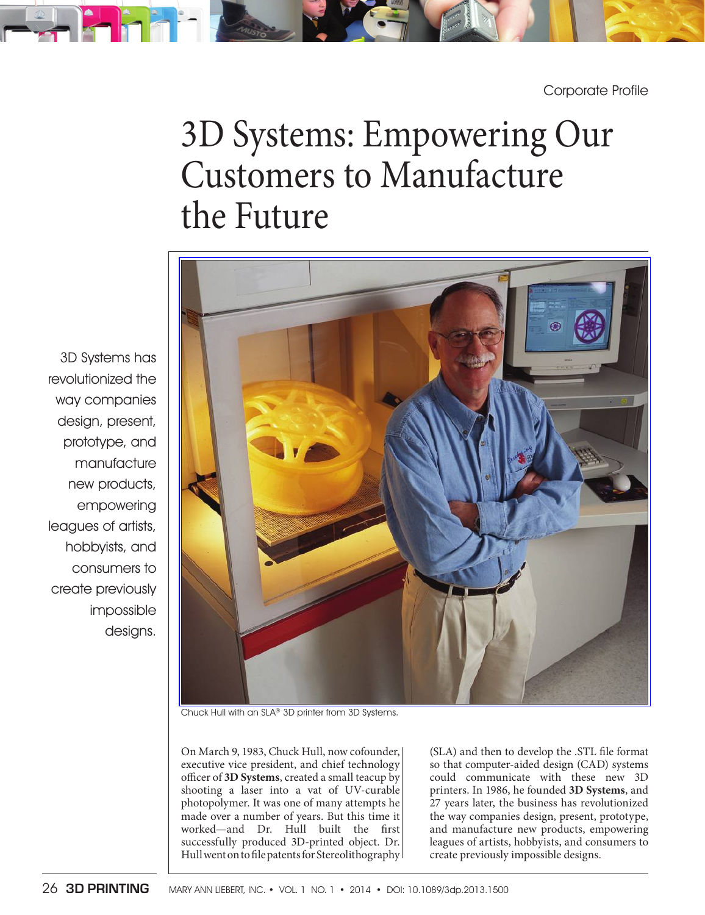Corporate Profile

# 3D Systems: Empowering Our Customers to Manufacture the Future

3D Systems has revolutionized the way companies design, present, prototype, and manufacture new products, empowering leagues of artists, hobbyists, and consumers to create previously impossible designs.

Chuck Hull with an SLA® 3D printer from 3D Systems.

On March 9, 1983, Chuck Hull, now cofounder, executive vice president, and chief technology officer of **3D Systems**, created a small teacup by shooting a laser into a vat of UV-curable photopolymer. It was one of many attempts he made over a number of years. But this time it worked—and Dr. Hull built the first successfully produced 3D-printed object. Dr. Hull went on to file patents for Stereolithography (SLA) and then to develop the .STL file format so that computer-aided design (CAD) systems could communicate with these new 3D printers. In 1986, he founded **3D Systems**, and 27 years later, the business has revolutionized the way companies design, present, prototype, and manufacture new products, empowering leagues of artists, hobbyists, and consumers to create previously impossible designs.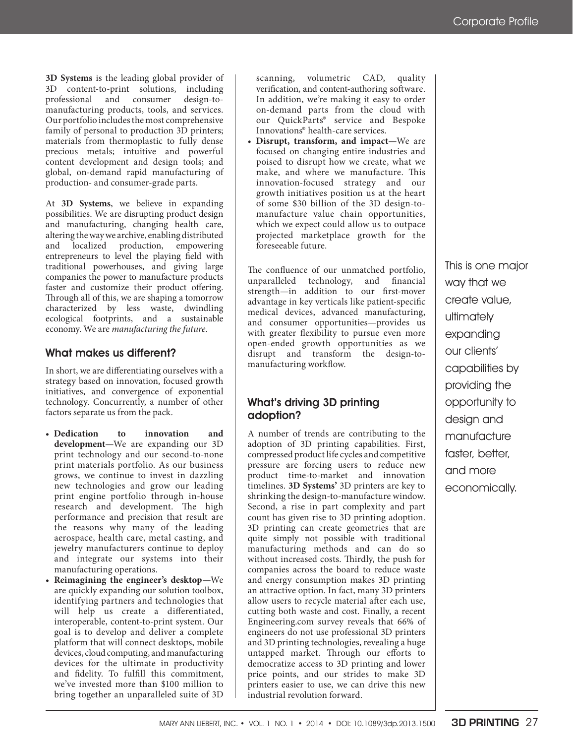**3D Systems** is the leading global provider of 3D content-to-print solutions, including professional and consumer design-to-manufacturing products, tools, and services. Our portfolio includes the most comprehensive family of personal to production 3D printers; materials from thermoplastic to fully dense precious metals; intuitive and powerful content development and design tools; and global, on-demand rapid manufacturing of production- and consumer-grade parts.

At **3D Systems**, we believe in expanding possibilities. We are disrupting product design and manufacturing, changing health care, altering the way we archive, enabling distributed and localized production, empowering entrepreneurs to level the playing field with traditional powerhouses, and giving large companies the power to manufacture products faster and customize their product offering. Through all of this, we are shaping a tomorrow characterized by less waste, dwindling ecological footprints, and a sustainable economy. We are *manufacturing the future*.

## What makes us different?

In short, we are differentiating ourselves with a strategy based on innovation, focused growth initiatives, and convergence of exponential technology. Concurrently, a number of other factors separate us from the pack.

- **Dedication to innovation and development**—We are expanding our 3D print technology and our second-to-none print materials portfolio. As our business grows, we continue to invest in dazzling new technologies and grow our leading print engine portfolio through in-house research and development. The high performance and precision that result are the reasons why many of the leading aerospace, health care, metal casting, and jewelry manufacturers continue to deploy and integrate our systems into their manufacturing operations.
- **Reimagining the engineer's desktop**—We are quickly expanding our solution toolbox, identifying partners and technologies that will help us create a differentiated, interoperable, content-to-print system. Our goal is to develop and deliver a complete platform that will connect desktops, mobile devices, cloud computing, and manufacturing devices for the ultimate in productivity and fidelity. To fulfill this commitment, we've invested more than $100 million to bring together an unparalleled suite of 3D scanning, volumetric CAD, quality verification, and content-authoring software. In addition, we're making it easy to order on-demand parts from the cloud with our QuickParts® service and Bespoke Innovations® health-care services.
- **Disrupt, transform, and impact**—We are focused on changing entire industries and poised to disrupt how we create, what we make, and where we manufacture. This innovation-focused strategy and our growth initiatives position us at the heart of some $30 billion of the 3D design-to-manufacture value chain opportunities, which we expect could allow us to outpace projected marketplace growth for the foreseeable future.

The confluence of our unmatched portfolio, unparalleled technology, and financial strength—in addition to our first-mover advantage in key verticals like patient-specific medical devices, advanced manufacturing, and consumer opportunities—provides us with greater flexibility to pursue even more open-ended growth opportunities as we disrupt and transform the design-to-manufacturing workflow.

*This is one major way that we create value, ultimately expanding our clients' capabilities by providing the opportunity to design and manufacture faster, better, and more economically.*

## What's driving 3D printing adoption?

A number of trends are contributing to the adoption of 3D printing capabilities. First, compressed product life cycles and competitive pressure are forcing users to reduce new product time-to-market and innovation timelines. **3D Systems'** 3D printers are key to shrinking the design-to-manufacture window. Second, a rise in part complexity and part count has given rise to 3D printing adoption. 3D printing can create geometries that are quite simply not possible with traditional manufacturing methods and can do so without increased costs. Thirdly, the push for companies across the board to reduce waste and energy consumption makes 3D printing an attractive option. In fact, many 3D printers allow users to recycle material after each use, cutting both waste and cost. Finally, a recent Engineering.com survey reveals that 66% of engineers do not use professional 3D printers and 3D printing technologies, revealing a huge untapped market. Through our efforts to democratize access to 3D printing and lower price points, and our strides to make 3D printers easier to use, we can drive this new industrial revolution forward.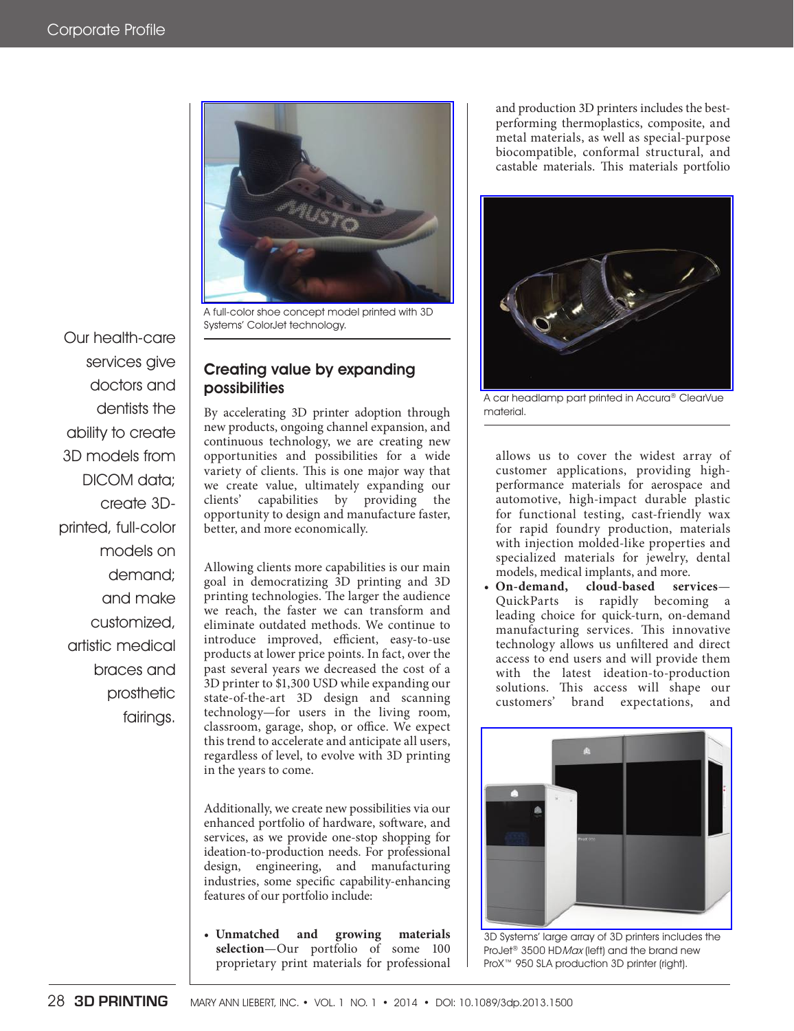A full-color shoe concept model printed with 3D Systems' ColorJet technology.

> Our health-care services give doctors and dentists the ability to create 3D models from DICOM data; create 3D-printed, full-color models on demand; and make customized, artistic medical braces and prosthetic fairings.

## Creating value by expanding possibilities

By accelerating 3D printer adoption through new products, ongoing channel expansion, and continuous technology, we are creating new opportunities and possibilities for a wide variety of clients. This is one major way that we create value, ultimately expanding our clients' capabilities by providing the opportunity to design and manufacture faster, better, and more economically.

Allowing clients more capabilities is our main goal in democratizing 3D printing and 3D printing technologies. The larger the audience we reach, the faster we can transform and eliminate outdated methods. We continue to introduce improved, efficient, easy-to-use products at lower price points. In fact, over the past several years we decreased the cost of a 3D printer to $1,300 USD while expanding our state-of-the-art 3D design and scanning technology—for users in the living room, classroom, garage, shop, or office. We expect this trend to accelerate and anticipate all users, regardless of level, to evolve with 3D printing in the years to come.

Additionally, we create new possibilities via our enhanced portfolio of hardware, software, and services, as we provide one-stop shopping for ideation-to-production needs. For professional design, engineering, and manufacturing industries, some specific capability-enhancing features of our portfolio include:

- **Unmatched and growing materials selection**—Our portfolio of some 100 proprietary print materials for professional and production 3D printers includes the best-performing thermoplastics, composite, and metal materials, as well as special-purpose biocompatible, conformal structural, and castable materials. This materials portfolio allows us to cover the widest array of customer applications, providing high-performance materials for aerospace and automotive, high-impact durable plastic for functional testing, cast-friendly wax for rapid foundry production, materials with injection molded-like properties and specialized materials for jewelry, dental models, medical implants, and more.
- **On-demand, cloud-based services**—QuickParts is rapidly becoming a leading choice for quick-turn, on-demand manufacturing services. This innovative technology allows us unfiltered and direct access to end users and will provide them with the latest ideation-to-production solutions. This access will shape our customers' brand expectations, and

A car headlamp part printed in Accura® ClearVue material.

3D Systems' large array of 3D printers includes the ProJet® 3500 HD*Max* (left) and the brand new ProX™ 950 SLA production 3D printer (right).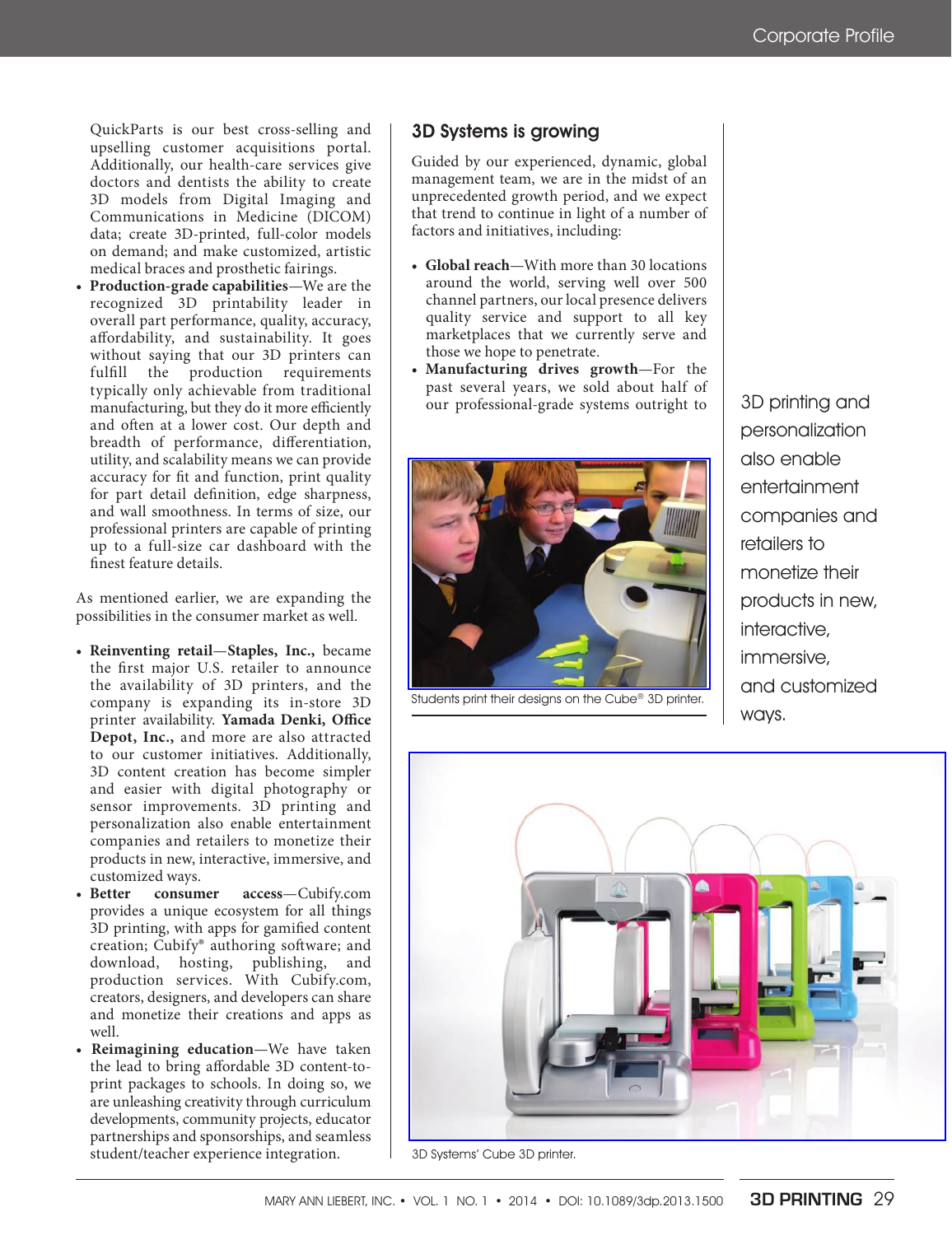QuickParts is our best cross-selling and upselling customer acquisitions portal. Additionally, our health-care services give doctors and dentists the ability to create 3D models from Digital Imaging and Communications in Medicine (DICOM) data; create 3D-printed, full-color models on demand; and make customized, artistic medical braces and prosthetic fairings.

- **Production-grade capabilities**—We are the recognized 3D printability leader in overall part performance, quality, accuracy, affordability, and sustainability. It goes without saying that our 3D printers can fulfill the production requirements typically only achievable from traditional manufacturing, but they do it more efficiently and often at a lower cost. Our depth and breadth of performance, differentiation, utility, and scalability means we can provide accuracy for fit and function, print quality for part detail definition, edge sharpness, and wall smoothness. In terms of size, our professional printers are capable of printing up to a full-size car dashboard with the finest feature details.

As mentioned earlier, we are expanding the possibilities in the consumer market as well.

- **Reinventing retail**—**Staples, Inc.,** became the first major U.S. retailer to announce the availability of 3D printers, and the company is expanding its in-store 3D printer availability. **Yamada Denki, Office Depot, Inc.,** and more are also attracted to our customer initiatives. Additionally, 3D content creation has become simpler and easier with digital photography or sensor improvements. 3D printing and personalization also enable entertainment companies and retailers to monetize their products in new, interactive, immersive, and customized ways.
- **Better consumer access**—Cubify.com provides a unique ecosystem for all things 3D printing, with apps for gamified content creation; Cubify® authoring software; and download, hosting, publishing, and production services. With Cubify.com, creators, designers, and developers can share and monetize their creations and apps as well.
- **Reimagining education**—We have taken the lead to bring affordable 3D content-to-print packages to schools. In doing so, we are unleashing creativity through curriculum developments, community projects, educator partnerships and sponsorships, and seamless student/teacher experience integration.

## 3D Systems is growing

Guided by our experienced, dynamic, global management team, we are in the midst of an unprecedented growth period, and we expect that trend to continue in light of a number of factors and initiatives, including:

- **Global reach**—With more than 30 locations around the world, serving well over 500 channel partners, our local presence delivers quality service and support to all key marketplaces that we currently serve and those we hope to penetrate.
- **Manufacturing drives growth**—For the past several years, we sold about half of our professional-grade systems outright to

Students print their designs on the Cube® 3D printer.

> 3D printing and personalization also enable entertainment companies and retailers to monetize their products in new, interactive, immersive, and customized ways.

3D Systems' Cube 3D printer.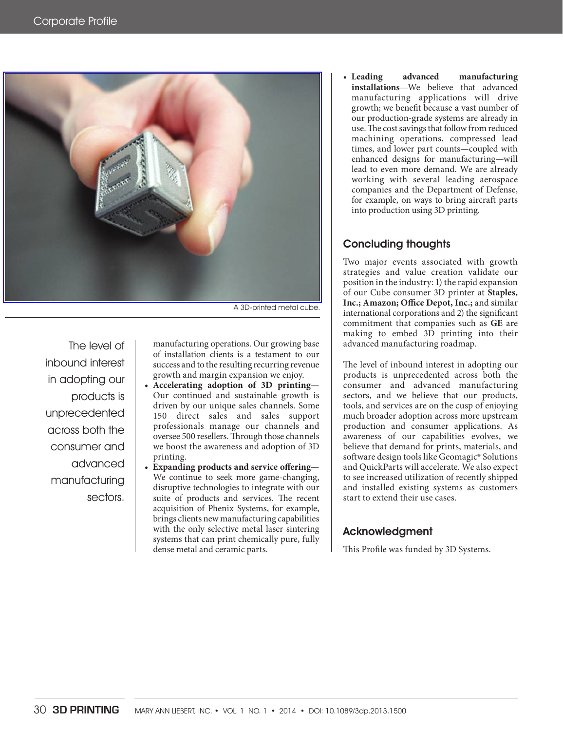A 3D-printed metal cube.

The level of inbound interest in adopting our products is unprecedented across both the consumer and advanced manufacturing sectors.

manufacturing operations. Our growing base of installation clients is a testament to our success and to the resulting recurring revenue growth and margin expansion we enjoy.

- **Accelerating adoption of 3D printing**—Our continued and sustainable growth is driven by our unique sales channels. Some 150 direct sales and sales support professionals manage our channels and oversee 500 resellers. Through those channels we boost the awareness and adoption of 3D printing.
- **Expanding products and service offering**—We continue to seek more game-changing, disruptive technologies to integrate with our suite of products and services. The recent acquisition of Phenix Systems, for example, brings clients new manufacturing capabilities with the only selective metal laser sintering systems that can print chemically pure, fully dense metal and ceramic parts.
- **Leading advanced manufacturing installations**—We believe that advanced manufacturing applications will drive growth; we benefit because a vast number of our production-grade systems are already in use. The cost savings that follow from reduced machining operations, compressed lead times, and lower part counts—coupled with enhanced designs for manufacturing—will lead to even more demand. We are already working with several leading aerospace companies and the Department of Defense, for example, on ways to bring aircraft parts into production using 3D printing.

## Concluding thoughts

Two major events associated with growth strategies and value creation validate our position in the industry: 1) the rapid expansion of our Cube consumer 3D printer at **Staples, Inc.; Amazon; Office Depot, Inc.;** and similar international corporations and 2) the significant commitment that companies such as **GE** are making to embed 3D printing into their advanced manufacturing roadmap.

The level of inbound interest in adopting our products is unprecedented across both the consumer and advanced manufacturing sectors, and we believe that our products, tools, and services are on the cusp of enjoying much broader adoption across more upstream production and consumer applications. As awareness of our capabilities evolves, we believe that demand for prints, materials, and software design tools like Geomagic® Solutions and QuickParts will accelerate. We also expect to see increased utilization of recently shipped and installed existing systems as customers start to extend their use cases.

## Acknowledgment

This Profile was funded by 3D Systems.